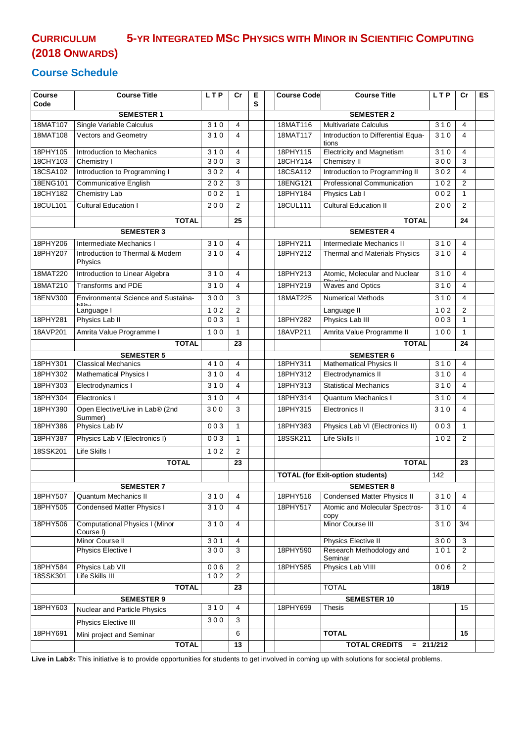# CURRICULUM 5-YR INTEGRATED MSc PHYSICS WITH MINOR IN SCIENTIFIC COMPUTING (2018 ONWARDS)

## Course Schedule

| Course Code | Course Title | L T P | Cr | E S | | Course Code | Course Title | L T P | Cr | ES |
|---|---|---|---|---|---|---|---|---|---|---|
| | SEMESTER 1 | | | | | | SEMESTER 2 | | | |
| 18MAT107 | Single Variable Calculus | 3 1 0 | 4 | | | 18MAT116 | Multivariate Calculus | 3 1 0 | 4 | |
| 18MAT108 | Vectors and Geometry | 3 1 0 | 4 | | | 18MAT117 | Introduction to Differential Equations | 3 1 0 | 4 | |
| 18PHY105 | Introduction to Mechanics | 3 1 0 | 4 | | | 18PHY115 | Electricity and Magnetism | 3 1 0 | 4 | |
| 18CHY103 | Chemistry I | 3 0 0 | 3 | | | 18CHY114 | Chemistry II | 3 0 0 | 3 | |
| 18CSA102 | Introduction to Programming I | 3 0 2 | 4 | | | 18CSA112 | Introduction to Programming II | 3 0 2 | 4 | |
| 18ENG101 | Communicative English | 2 0 2 | 3 | | | 18ENG121 | Professional Communication | 1 0 2 | 2 | |
| 18CHY182 | Chemistry Lab | 0 0 2 | 1 | | | 18PHY184 | Physics Lab I | 0 0 2 | 1 | |
| 18CUL101 | Cultural Education I | 2 0 0 | 2 | | | 18CUL111 | Cultural Education II | 2 0 0 | 2 | |
| | **TOTAL** | | **25** | | | | **TOTAL** | | **24** | |
| | SEMESTER 3 | | | | | | SEMESTER 4 | | | |
| 18PHY206 | Intermediate Mechanics I | 3 1 0 | 4 | | | 18PHY211 | Intermediate Mechanics II | 3 1 0 | 4 | |
| 18PHY207 | Introduction to Thermal & Modern Physics | 3 1 0 | 4 | | | 18PHY212 | Thermal and Materials Physics | 3 1 0 | 4 | |
| 18MAT220 | Introduction to Linear Algebra | 3 1 0 | 4 | | | 18PHY213 | Atomic, Molecular and Nuclear Physics | 3 1 0 | 4 | |
| 18MAT210 | Transforms and PDE | 3 1 0 | 4 | | | 18PHY219 | Waves and Optics | 3 1 0 | 4 | |
| 18ENV300 | Environmental Science and Sustainability | 3 0 0 | 3 | | | 18MAT225 | Numerical Methods | 3 1 0 | 4 | |
| | Language I | 1 0 2 | 2 | | | | Language II | 1 0 2 | 2 | |
| 18PHY281 | Physics Lab II | 0 0 3 | 1 | | | 18PHY282 | Physics Lab III | 0 0 3 | 1 | |
| 18AVP201 | Amrita Value Programme I | 1 0 0 | 1 | | | 18AVP211 | Amrita Value Programme II | 1 0 0 | 1 | |
| | **TOTAL** | | **23** | | | | **TOTAL** | | **24** | |
| | SEMESTER 5 | | | | | | SEMESTER 6 | | | |
| 18PHY301 | Classical Mechanics | 4 1 0 | 4 | | | 18PHY311 | Mathematical Physics II | 3 1 0 | 4 | |
| 18PHY302 | Mathematical Physics I | 3 1 0 | 4 | | | 18PHY312 | Electrodynamics II | 3 1 0 | 4 | |
| 18PHY303 | Electrodynamics I | 3 1 0 | 4 | | | 18PHY313 | Statistical Mechanics | 3 1 0 | 4 | |
| 18PHY304 | Electronics I | 3 1 0 | 4 | | | 18PHY314 | Quantum Mechanics I | 3 1 0 | 4 | |
| 18PHY390 | Open Elective/Live in Lab® (2nd Summer) | 3 0 0 | 3 | | | 18PHY315 | Electronics II | 3 1 0 | 4 | |
| 18PHY386 | Physics Lab IV | 0 0 3 | 1 | | | 18PHY383 | Physics Lab VI (Electronics II) | 0 0 3 | 1 | |
| 18PHY387 | Physics Lab V (Electronics I) | 0 0 3 | 1 | | | 18SSK211 | Life Skills II | 1 0 2 | 2 | |
| 18SSK201 | Life Skills I | 1 0 2 | 2 | | | | | | | |
| | **TOTAL** | | **23** | | | | **TOTAL** | | **23** | |
| | | | | | | | **TOTAL (for Exit-option students)** | 142 | | |
| | SEMESTER 7 | | | | | | SEMESTER 8 | | | |
| 18PHY507 | Quantum Mechanics II | 3 1 0 | 4 | | | 18PHY516 | Condensed Matter Physics II | 3 1 0 | 4 | |
| 18PHY505 | Condensed Matter Physics I | 3 1 0 | 4 | | | 18PHY517 | Atomic and Molecular Spectroscopy | 3 1 0 | 4 | |
| 18PHY506 | Computational Physics I (Minor Course I) | 3 1 0 | 4 | | | | Minor Course III | 3 1 0 | 3/4 | |
| | Minor Course II | 3 0 1 | 4 | | | | Physics Elective II | 3 0 0 | 3 | |
| | Physics Elective I | 3 0 0 | 3 | | | 18PHY590 | Research Methodology and Seminar | 1 0 1 | 2 | |
| 18PHY584 | Physics Lab VII | 0 0 6 | 2 | | | 18PHY585 | Physics Lab VIIII | 0 0 6 | 2 | |
| 18SSK301 | Life Skills III | 1 0 2 | 2 | | | | | | | |
| | **TOTAL** | | **23** | | | | TOTAL | **18/19** | | |
| | SEMESTER 9 | | | | | | SEMESTER 10 | | | |
| 18PHY603 | Nuclear and Particle Physics | 3 1 0 | 4 | | | 18PHY699 | Thesis | | 15 | |
| | Physics Elective III | 3 0 0 | 3 | | | | | | | |
| 18PHY691 | Mini project and Seminar | | 6 | | | | **TOTAL** | | **15** | |
| | **TOTAL** | | **13** | | | | **TOTAL CREDITS = 211/212** | | | |

**Live in Lab®:** This initiative is to provide opportunities for students to get involved in coming up with solutions for societal problems.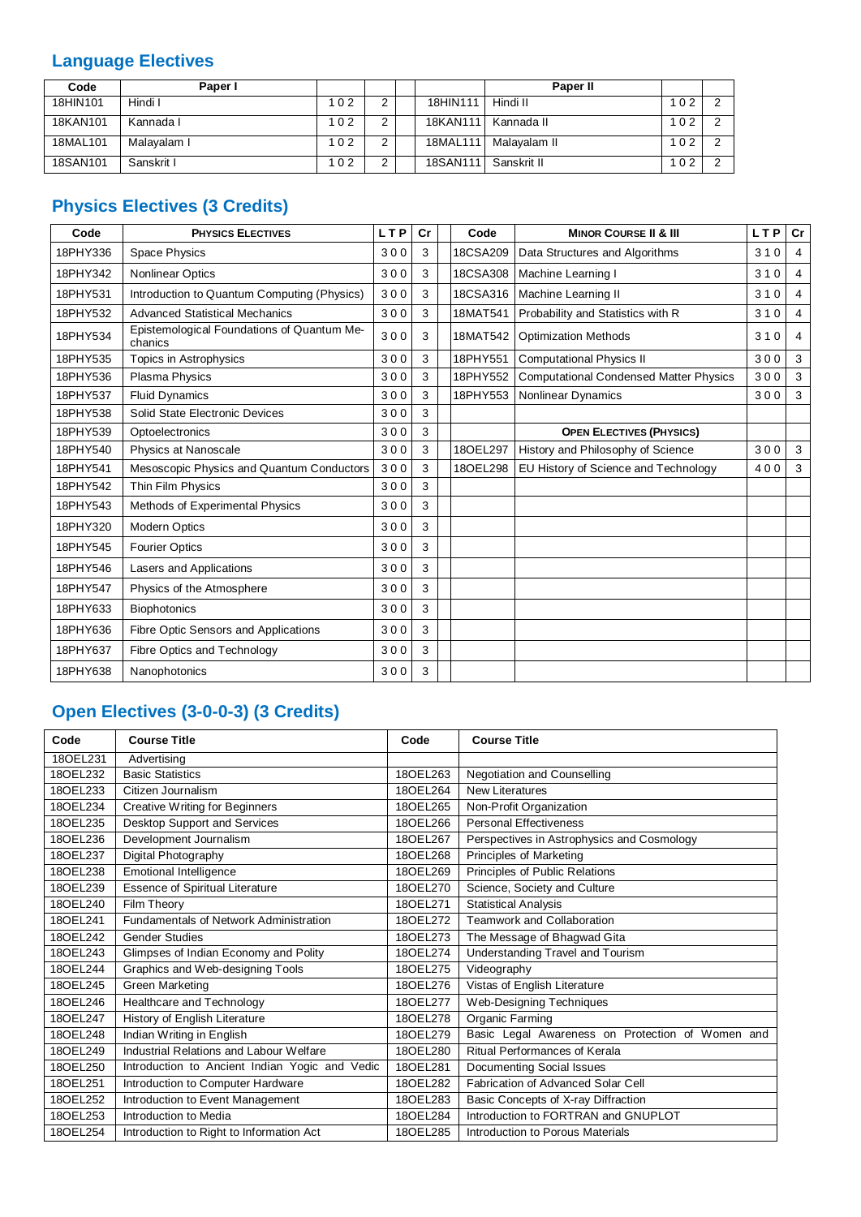## Language Electives

| Code | Paper I | | | | | Paper II | | |
|---|---|---|---|---|---|---|---|---|
| 18HIN101 | Hindi I | 1 0 2 | 2 | | 18HIN111 | Hindi II | 1 0 2 | 2 |
| 18KAN101 | Kannada I | 1 0 2 | 2 | | 18KAN111 | Kannada II | 1 0 2 | 2 |
| 18MAL101 | Malayalam I | 1 0 2 | 2 | | 18MAL111 | Malayalam II | 1 0 2 | 2 |
| 18SAN101 | Sanskrit I | 1 0 2 | 2 | | 18SAN111 | Sanskrit II | 1 0 2 | 2 |

## Physics Electives (3 Credits)

| Code | PHYSICS ELECTIVES | L T P | Cr | | Code | MINOR COURSE II & III | L T P | Cr |
|---|---|---|---|---|---|---|---|---|
| 18PHY336 | Space Physics | 3 0 0 | 3 | | 18CSA209 | Data Structures and Algorithms | 3 1 0 | 4 |
| 18PHY342 | Nonlinear Optics | 3 0 0 | 3 | | 18CSA308 | Machine Learning I | 3 1 0 | 4 |
| 18PHY531 | Introduction to Quantum Computing (Physics) | 3 0 0 | 3 | | 18CSA316 | Machine Learning II | 3 1 0 | 4 |
| 18PHY532 | Advanced Statistical Mechanics | 3 0 0 | 3 | | 18MAT541 | Probability and Statistics with R | 3 1 0 | 4 |
| 18PHY534 | Epistemological Foundations of Quantum Mechanics | 3 0 0 | 3 | | 18MAT542 | Optimization Methods | 3 1 0 | 4 |
| 18PHY535 | Topics in Astrophysics | 3 0 0 | 3 | | 18PHY551 | Computational Physics II | 3 0 0 | 3 |
| 18PHY536 | Plasma Physics | 3 0 0 | 3 | | 18PHY552 | Computational Condensed Matter Physics | 3 0 0 | 3 |
| 18PHY537 | Fluid Dynamics | 3 0 0 | 3 | | 18PHY553 | Nonlinear Dynamics | 3 0 0 | 3 |
| 18PHY538 | Solid State Electronic Devices | 3 0 0 | 3 | | | | | |
| 18PHY539 | Optoelectronics | 3 0 0 | 3 | | | **OPEN ELECTIVES (PHYSICS)** | | |
| 18PHY540 | Physics at Nanoscale | 3 0 0 | 3 | | 18OEL297 | History and Philosophy of Science | 3 0 0 | 3 |
| 18PHY541 | Mesoscopic Physics and Quantum Conductors | 3 0 0 | 3 | | 18OEL298 | EU History of Science and Technology | 4 0 0 | 3 |
| 18PHY542 | Thin Film Physics | 3 0 0 | 3 | | | | | |
| 18PHY543 | Methods of Experimental Physics | 3 0 0 | 3 | | | | | |
| 18PHY320 | Modern Optics | 3 0 0 | 3 | | | | | |
| 18PHY545 | Fourier Optics | 3 0 0 | 3 | | | | | |
| 18PHY546 | Lasers and Applications | 3 0 0 | 3 | | | | | |
| 18PHY547 | Physics of the Atmosphere | 3 0 0 | 3 | | | | | |
| 18PHY633 | Biophotonics | 3 0 0 | 3 | | | | | |
| 18PHY636 | Fibre Optic Sensors and Applications | 3 0 0 | 3 | | | | | |
| 18PHY637 | Fibre Optics and Technology | 3 0 0 | 3 | | | | | |
| 18PHY638 | Nanophotonics | 3 0 0 | 3 | | | | | |

## Open Electives (3-0-0-3) (3 Credits)

| Code | Course Title | Code | Course Title |
|---|---|---|---|
| 18OEL231 | Advertising | | |
| 18OEL232 | Basic Statistics | 18OEL263 | Negotiation and Counselling |
| 18OEL233 | Citizen Journalism | 18OEL264 | New Literatures |
| 18OEL234 | Creative Writing for Beginners | 18OEL265 | Non-Profit Organization |
| 18OEL235 | Desktop Support and Services | 18OEL266 | Personal Effectiveness |
| 18OEL236 | Development Journalism | 18OEL267 | Perspectives in Astrophysics and Cosmology |
| 18OEL237 | Digital Photography | 18OEL268 | Principles of Marketing |
| 18OEL238 | Emotional Intelligence | 18OEL269 | Principles of Public Relations |
| 18OEL239 | Essence of Spiritual Literature | 18OEL270 | Science, Society and Culture |
| 18OEL240 | Film Theory | 18OEL271 | Statistical Analysis |
| 18OEL241 | Fundamentals of Network Administration | 18OEL272 | Teamwork and Collaboration |
| 18OEL242 | Gender Studies | 18OEL273 | The Message of Bhagwad Gita |
| 18OEL243 | Glimpses of Indian Economy and Polity | 18OEL274 | Understanding Travel and Tourism |
| 18OEL244 | Graphics and Web-designing Tools | 18OEL275 | Videography |
| 18OEL245 | Green Marketing | 18OEL276 | Vistas of English Literature |
| 18OEL246 | Healthcare and Technology | 18OEL277 | Web-Designing Techniques |
| 18OEL247 | History of English Literature | 18OEL278 | Organic Farming |
| 18OEL248 | Indian Writing in English | 18OEL279 | Basic Legal Awareness on Protection of Women and |
| 18OEL249 | Industrial Relations and Labour Welfare | 18OEL280 | Ritual Performances of Kerala |
| 18OEL250 | Introduction to Ancient Indian Yogic and Vedic | 18OEL281 | Documenting Social Issues |
| 18OEL251 | Introduction to Computer Hardware | 18OEL282 | Fabrication of Advanced Solar Cell |
| 18OEL252 | Introduction to Event Management | 18OEL283 | Basic Concepts of X-ray Diffraction |
| 18OEL253 | Introduction to Media | 18OEL284 | Introduction to FORTRAN and GNUPLOT |
| 18OEL254 | Introduction to Right to Information Act | 18OEL285 | Introduction to Porous Materials |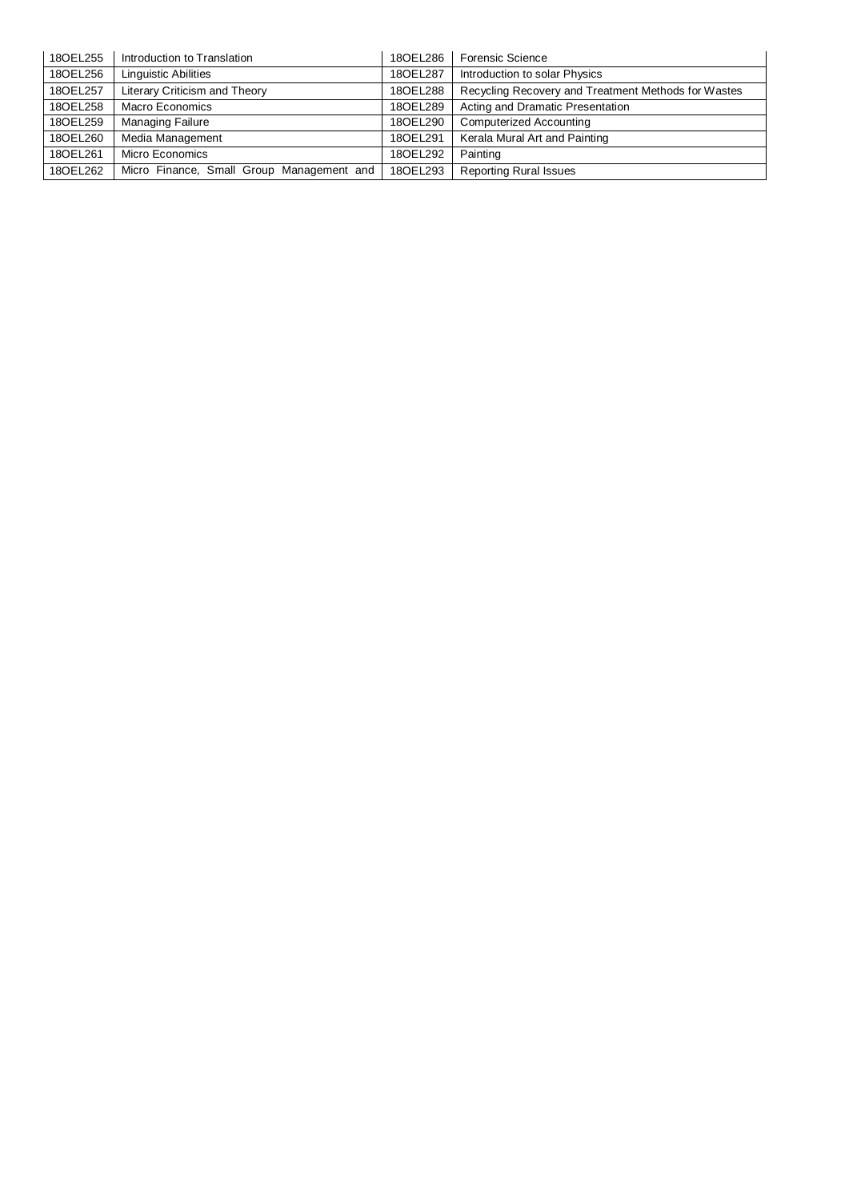| | | | |
|---|---|---|---|
| 18OEL255 | Introduction to Translation | 18OEL286 | Forensic Science |
| 18OEL256 | Linguistic Abilities | 18OEL287 | Introduction to solar Physics |
| 18OEL257 | Literary Criticism and Theory | 18OEL288 | Recycling Recovery and Treatment Methods for Wastes |
| 18OEL258 | Macro Economics | 18OEL289 | Acting and Dramatic Presentation |
| 18OEL259 | Managing Failure | 18OEL290 | Computerized Accounting |
| 18OEL260 | Media Management | 18OEL291 | Kerala Mural Art and Painting |
| 18OEL261 | Micro Economics | 18OEL292 | Painting |
| 18OEL262 | Micro Finance, Small Group Management and | 18OEL293 | Reporting Rural Issues |